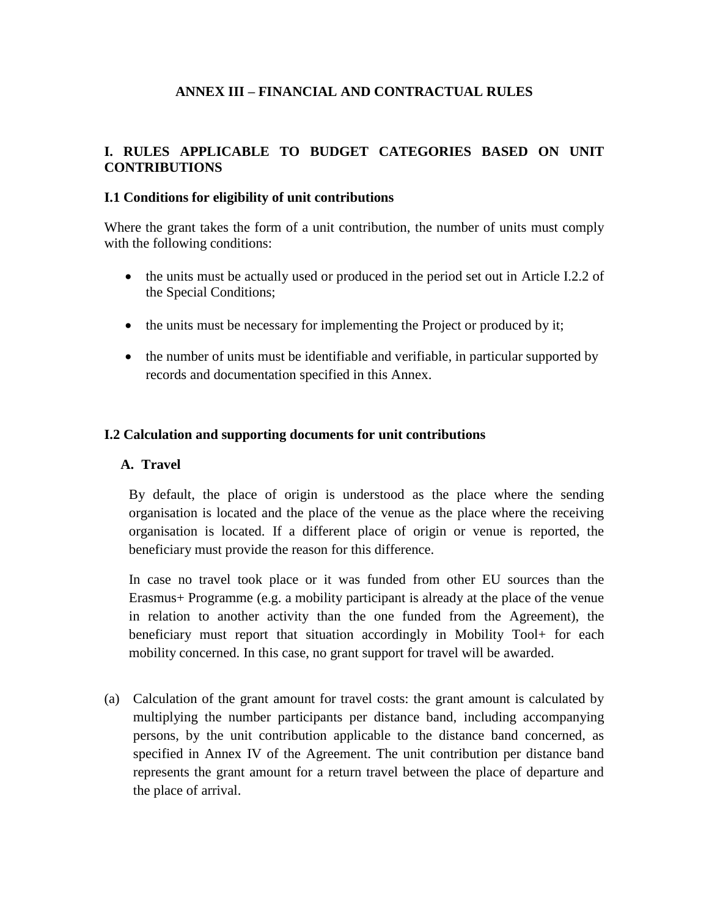# ANNEX III – FINANCIAL AND CONTRACTUAL RULES

## I. RULES APPLICABLE TO BUDGET CATEGORIES BASED ON UNIT CONTRIBUTIONS

### I.1 Conditions for eligibility of unit contributions

Where the grant takes the form of a unit contribution, the number of units must comply with the following conditions:

- the units must be actually used or produced in the period set out in Article I.2.2 of the Special Conditions;
- the units must be necessary for implementing the Project or produced by it;
- the number of units must be identifiable and verifiable, in particular supported by records and documentation specified in this Annex.

### I.2 Calculation and supporting documents for unit contributions

#### A. Travel

By default, the place of origin is understood as the place where the sending organisation is located and the place of the venue as the place where the receiving organisation is located. If a different place of origin or venue is reported, the beneficiary must provide the reason for this difference.

In case no travel took place or it was funded from other EU sources than the Erasmus+ Programme (e.g. a mobility participant is already at the place of the venue in relation to another activity than the one funded from the Agreement), the beneficiary must report that situation accordingly in Mobility Tool+ for each mobility concerned. In this case, no grant support for travel will be awarded.

(a) Calculation of the grant amount for travel costs: the grant amount is calculated by multiplying the number participants per distance band, including accompanying persons, by the unit contribution applicable to the distance band concerned, as specified in Annex IV of the Agreement. The unit contribution per distance band represents the grant amount for a return travel between the place of departure and the place of arrival.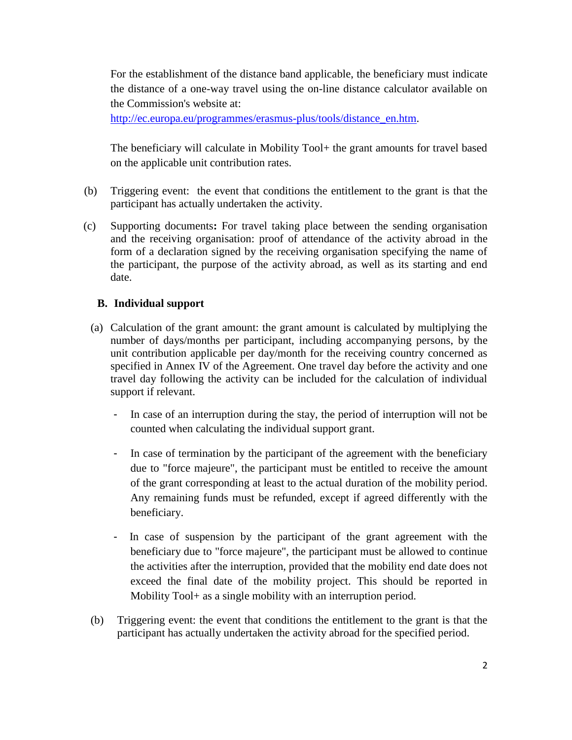For the establishment of the distance band applicable, the beneficiary must indicate the distance of a one-way travel using the on-line distance calculator available on the Commission's website at: [http://ec.europa.eu/programmes/erasmus-plus/tools/distance_en.htm](http://ec.europa.eu/programmes/erasmus-plus/tools/distance_en.htm).

The beneficiary will calculate in Mobility Tool+ the grant amounts for travel based on the applicable unit contribution rates.

(b) Triggering event: the event that conditions the entitlement to the grant is that the participant has actually undertaken the activity.

(c) Supporting documents**:** For travel taking place between the sending organisation and the receiving organisation: proof of attendance of the activity abroad in the form of a declaration signed by the receiving organisation specifying the name of the participant, the purpose of the activity abroad, as well as its starting and end date.

**B. Individual support**

(a) Calculation of the grant amount: the grant amount is calculated by multiplying the number of days/months per participant, including accompanying persons, by the unit contribution applicable per day/month for the receiving country concerned as specified in Annex IV of the Agreement. One travel day before the activity and one travel day following the activity can be included for the calculation of individual support if relevant.

- In case of an interruption during the stay, the period of interruption will not be counted when calculating the individual support grant.

- In case of termination by the participant of the agreement with the beneficiary due to "force majeure", the participant must be entitled to receive the amount of the grant corresponding at least to the actual duration of the mobility period. Any remaining funds must be refunded, except if agreed differently with the beneficiary.

- In case of suspension by the participant of the grant agreement with the beneficiary due to "force majeure", the participant must be allowed to continue the activities after the interruption, provided that the mobility end date does not exceed the final date of the mobility project. This should be reported in Mobility Tool+ as a single mobility with an interruption period.

(b) Triggering event: the event that conditions the entitlement to the grant is that the participant has actually undertaken the activity abroad for the specified period.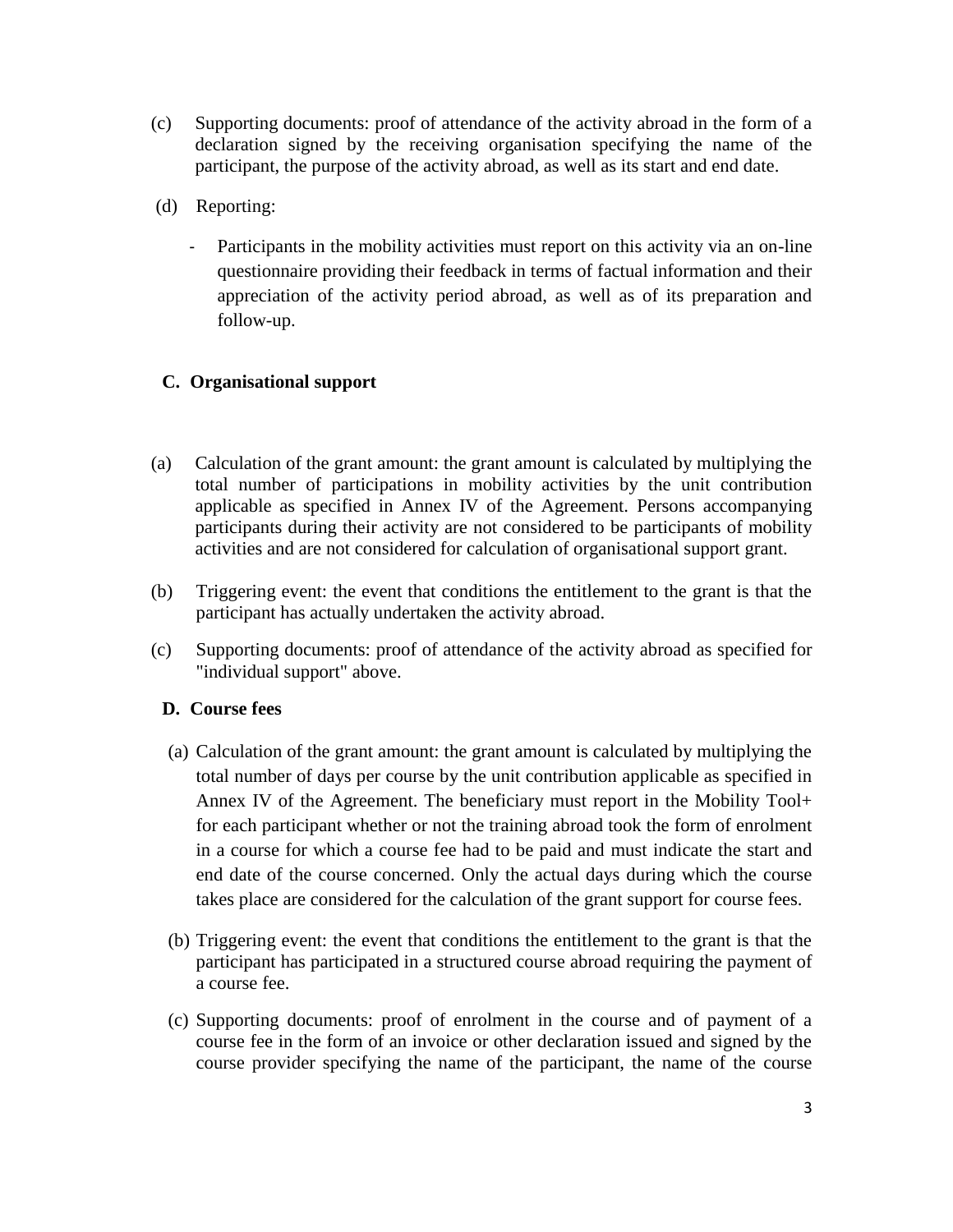(c) Supporting documents: proof of attendance of the activity abroad in the form of a declaration signed by the receiving organisation specifying the name of the participant, the purpose of the activity abroad, as well as its start and end date.

(d) Reporting:

- Participants in the mobility activities must report on this activity via an on-line questionnaire providing their feedback in terms of factual information and their appreciation of the activity period abroad, as well as of its preparation and follow-up.

## C. Organisational support

(a) Calculation of the grant amount: the grant amount is calculated by multiplying the total number of participations in mobility activities by the unit contribution applicable as specified in Annex IV of the Agreement. Persons accompanying participants during their activity are not considered to be participants of mobility activities and are not considered for calculation of organisational support grant.

(b) Triggering event: the event that conditions the entitlement to the grant is that the participant has actually undertaken the activity abroad.

(c) Supporting documents: proof of attendance of the activity abroad as specified for "individual support" above.

## D. Course fees

(a) Calculation of the grant amount: the grant amount is calculated by multiplying the total number of days per course by the unit contribution applicable as specified in Annex IV of the Agreement. The beneficiary must report in the Mobility Tool+ for each participant whether or not the training abroad took the form of enrolment in a course for which a course fee had to be paid and must indicate the start and end date of the course concerned. Only the actual days during which the course takes place are considered for the calculation of the grant support for course fees.

(b) Triggering event: the event that conditions the entitlement to the grant is that the participant has participated in a structured course abroad requiring the payment of a course fee.

(c) Supporting documents: proof of enrolment in the course and of payment of a course fee in the form of an invoice or other declaration issued and signed by the course provider specifying the name of the participant, the name of the course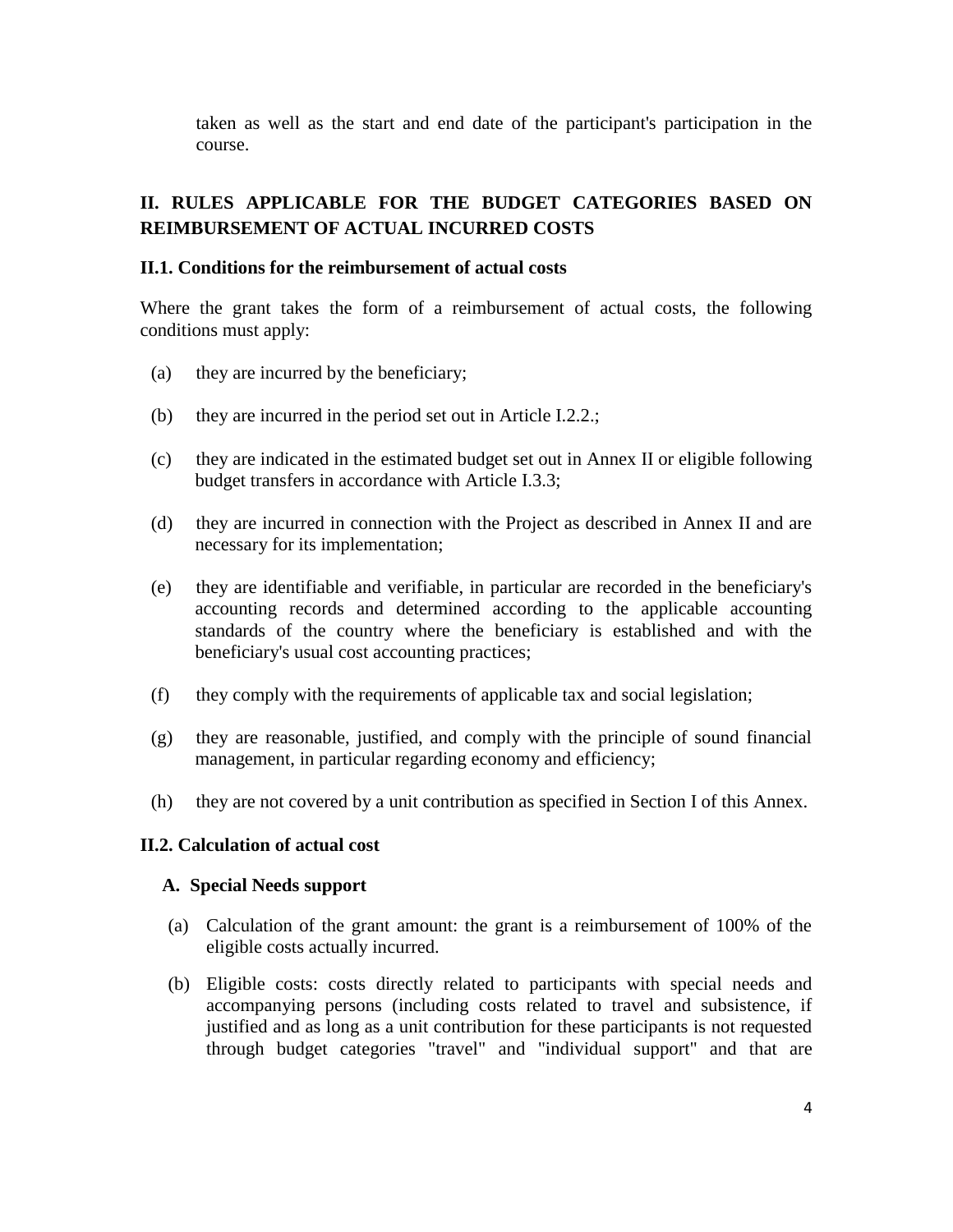taken as well as the start and end date of the participant's participation in the course.

## II. RULES APPLICABLE FOR THE BUDGET CATEGORIES BASED ON REIMBURSEMENT OF ACTUAL INCURRED COSTS

### II.1. Conditions for the reimbursement of actual costs

Where the grant takes the form of a reimbursement of actual costs, the following conditions must apply:

(a) they are incurred by the beneficiary;

(b) they are incurred in the period set out in Article I.2.2.;

(c) they are indicated in the estimated budget set out in Annex II or eligible following budget transfers in accordance with Article I.3.3;

(d) they are incurred in connection with the Project as described in Annex II and are necessary for its implementation;

(e) they are identifiable and verifiable, in particular are recorded in the beneficiary's accounting records and determined according to the applicable accounting standards of the country where the beneficiary is established and with the beneficiary's usual cost accounting practices;

(f) they comply with the requirements of applicable tax and social legislation;

(g) they are reasonable, justified, and comply with the principle of sound financial management, in particular regarding economy and efficiency;

(h) they are not covered by a unit contribution as specified in Section I of this Annex.

### II.2. Calculation of actual cost

#### A. Special Needs support

(a) Calculation of the grant amount: the grant is a reimbursement of 100% of the eligible costs actually incurred.

(b) Eligible costs: costs directly related to participants with special needs and accompanying persons (including costs related to travel and subsistence, if justified and as long as a unit contribution for these participants is not requested through budget categories "travel" and "individual support" and that are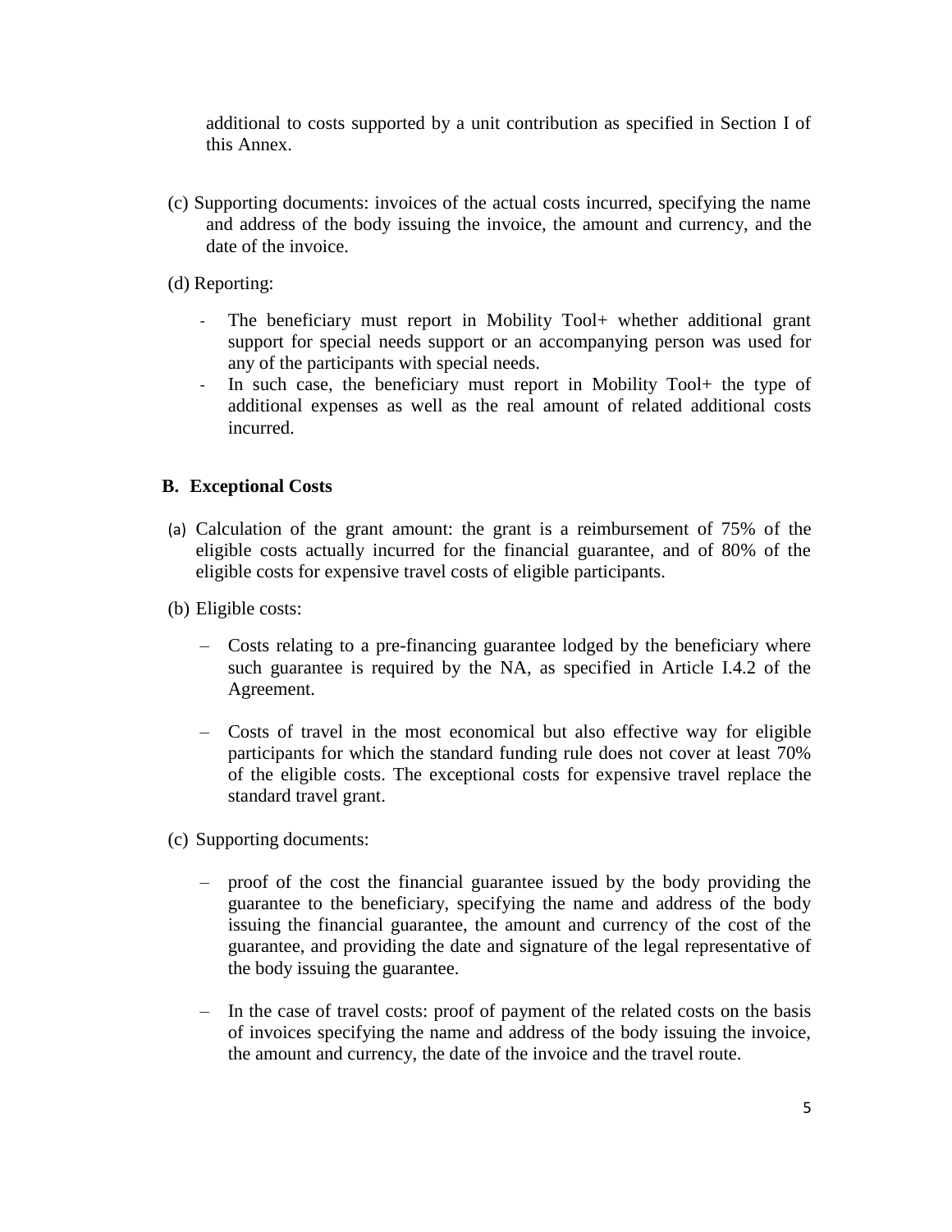additional to costs supported by a unit contribution as specified in Section I of this Annex.

(c) Supporting documents: invoices of the actual costs incurred, specifying the name and address of the body issuing the invoice, the amount and currency, and the date of the invoice.

(d) Reporting:

- The beneficiary must report in Mobility Tool+ whether additional grant support for special needs support or an accompanying person was used for any of the participants with special needs.
- In such case, the beneficiary must report in Mobility Tool+ the type of additional expenses as well as the real amount of related additional costs incurred.

### B. Exceptional Costs

(a) Calculation of the grant amount: the grant is a reimbursement of 75% of the eligible costs actually incurred for the financial guarantee, and of 80% of the eligible costs for expensive travel costs of eligible participants.

(b) Eligible costs:

- Costs relating to a pre-financing guarantee lodged by the beneficiary where such guarantee is required by the NA, as specified in Article I.4.2 of the Agreement.
- Costs of travel in the most economical but also effective way for eligible participants for which the standard funding rule does not cover at least 70% of the eligible costs. The exceptional costs for expensive travel replace the standard travel grant.

(c) Supporting documents:

- proof of the cost the financial guarantee issued by the body providing the guarantee to the beneficiary, specifying the name and address of the body issuing the financial guarantee, the amount and currency of the cost of the guarantee, and providing the date and signature of the legal representative of the body issuing the guarantee.
- In the case of travel costs: proof of payment of the related costs on the basis of invoices specifying the name and address of the body issuing the invoice, the amount and currency, the date of the invoice and the travel route.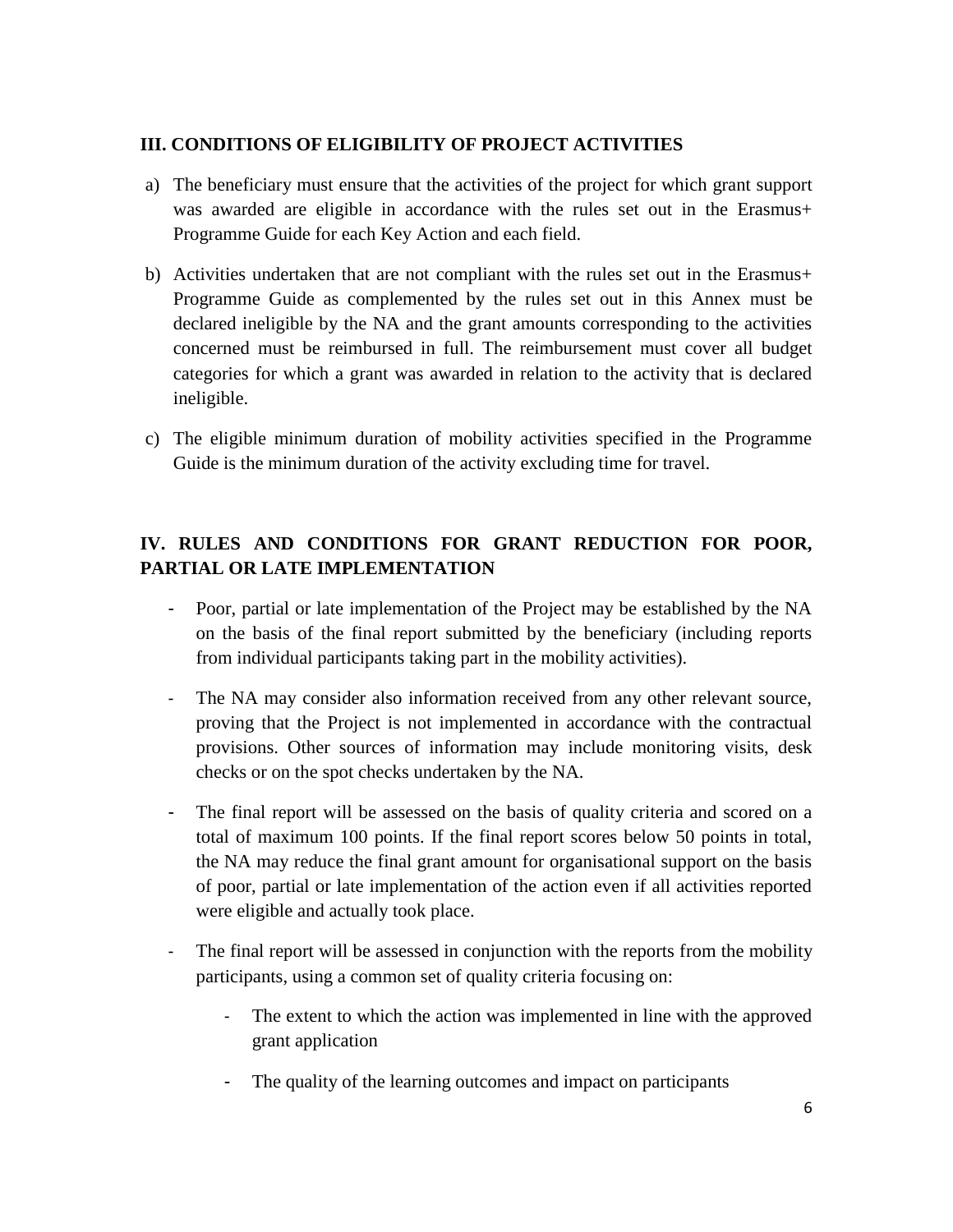### III. CONDITIONS OF ELIGIBILITY OF PROJECT ACTIVITIES

a) The beneficiary must ensure that the activities of the project for which grant support was awarded are eligible in accordance with the rules set out in the Erasmus+ Programme Guide for each Key Action and each field.

b) Activities undertaken that are not compliant with the rules set out in the Erasmus+ Programme Guide as complemented by the rules set out in this Annex must be declared ineligible by the NA and the grant amounts corresponding to the activities concerned must be reimbursed in full. The reimbursement must cover all budget categories for which a grant was awarded in relation to the activity that is declared ineligible.

c) The eligible minimum duration of mobility activities specified in the Programme Guide is the minimum duration of the activity excluding time for travel.

### IV. RULES AND CONDITIONS FOR GRANT REDUCTION FOR POOR, PARTIAL OR LATE IMPLEMENTATION

- Poor, partial or late implementation of the Project may be established by the NA on the basis of the final report submitted by the beneficiary (including reports from individual participants taking part in the mobility activities).
- The NA may consider also information received from any other relevant source, proving that the Project is not implemented in accordance with the contractual provisions. Other sources of information may include monitoring visits, desk checks or on the spot checks undertaken by the NA.
- The final report will be assessed on the basis of quality criteria and scored on a total of maximum 100 points. If the final report scores below 50 points in total, the NA may reduce the final grant amount for organisational support on the basis of poor, partial or late implementation of the action even if all activities reported were eligible and actually took place.
- The final report will be assessed in conjunction with the reports from the mobility participants, using a common set of quality criteria focusing on:
  - The extent to which the action was implemented in line with the approved grant application
  - The quality of the learning outcomes and impact on participants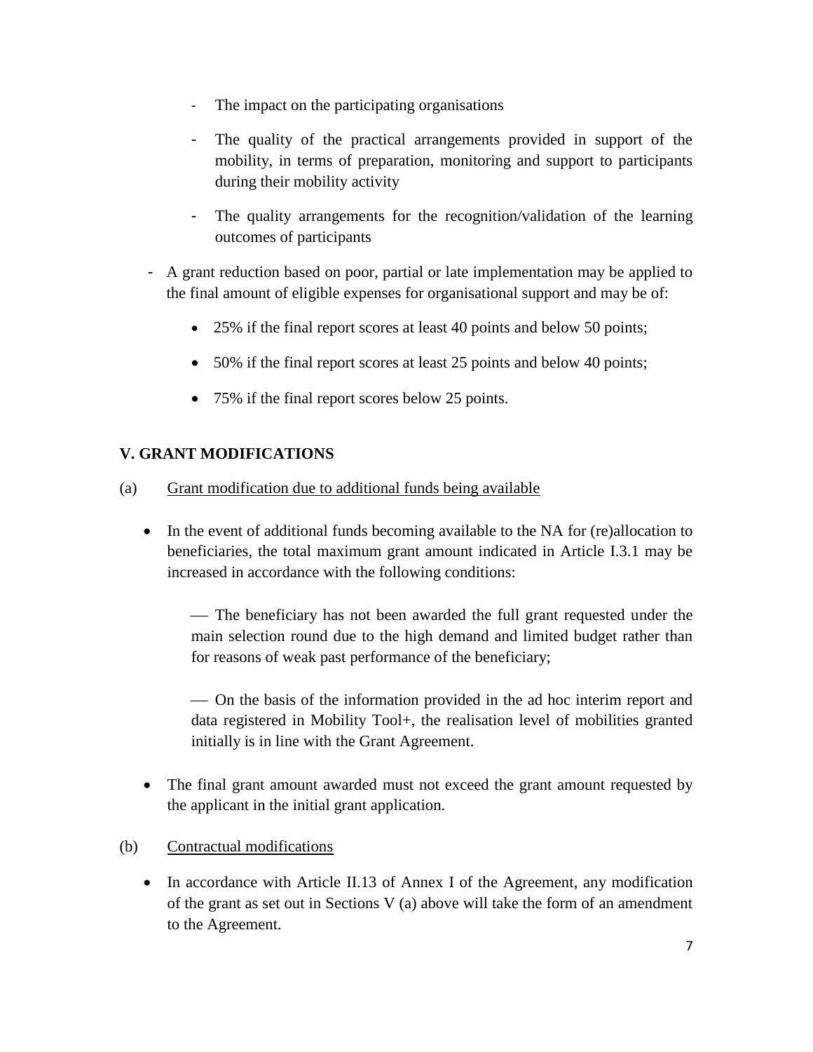- The impact on the participating organisations
  - The quality of the practical arrangements provided in support of the mobility, in terms of preparation, monitoring and support to participants during their mobility activity
  - The quality arrangements for the recognition/validation of the learning outcomes of participants

- A grant reduction based on poor, partial or late implementation may be applied to the final amount of eligible expenses for organisational support and may be of:
  - 25% if the final report scores at least 40 points and below 50 points;
  - 50% if the final report scores at least 25 points and below 40 points;
  - 75% if the final report scores below 25 points.

**V. GRANT MODIFICATIONS**

(a) Grant modification due to additional funds being available

- In the event of additional funds becoming available to the NA for (re)allocation to beneficiaries, the total maximum grant amount indicated in Article I.3.1 may be increased in accordance with the following conditions:

  — The beneficiary has not been awarded the full grant requested under the main selection round due to the high demand and limited budget rather than for reasons of weak past performance of the beneficiary;

  — On the basis of the information provided in the ad hoc interim report and data registered in Mobility Tool+, the realisation level of mobilities granted initially is in line with the Grant Agreement.

- The final grant amount awarded must not exceed the grant amount requested by the applicant in the initial grant application.

(b) Contractual modifications

- In accordance with Article II.13 of Annex I of the Agreement, any modification of the grant as set out in Sections V (a) above will take the form of an amendment to the Agreement.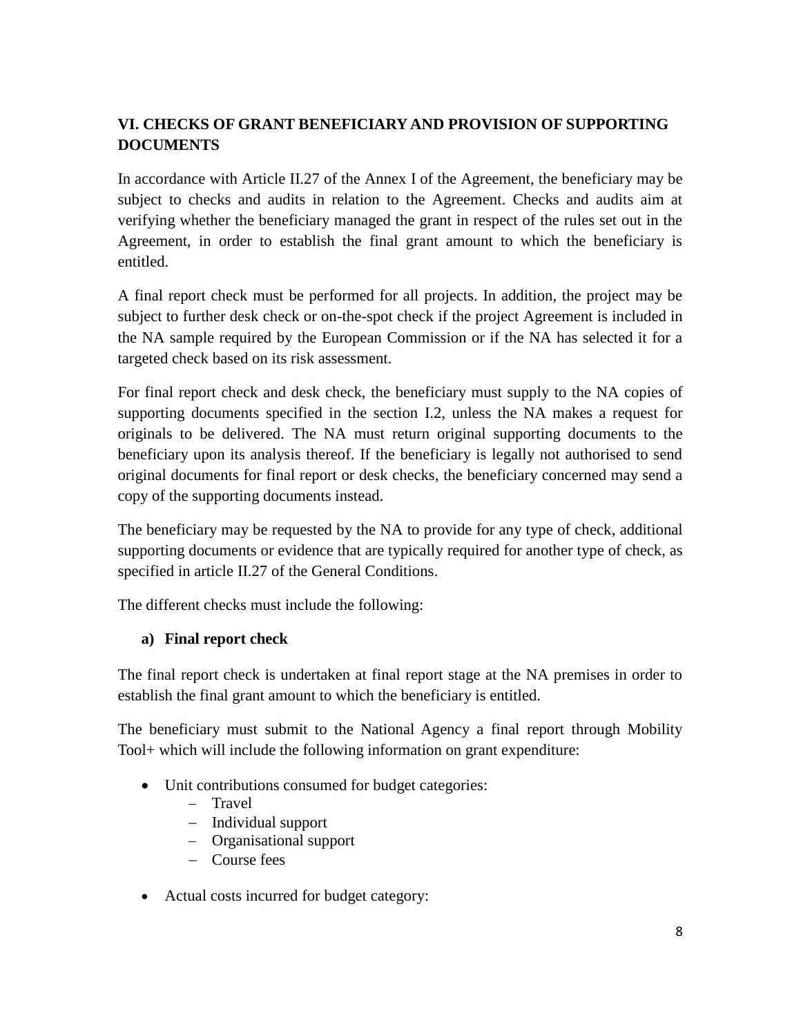## VI. CHECKS OF GRANT BENEFICIARY AND PROVISION OF SUPPORTING DOCUMENTS

In accordance with Article II.27 of the Annex I of the Agreement, the beneficiary may be subject to checks and audits in relation to the Agreement. Checks and audits aim at verifying whether the beneficiary managed the grant in respect of the rules set out in the Agreement, in order to establish the final grant amount to which the beneficiary is entitled.

A final report check must be performed for all projects. In addition, the project may be subject to further desk check or on-the-spot check if the project Agreement is included in the NA sample required by the European Commission or if the NA has selected it for a targeted check based on its risk assessment.

For final report check and desk check, the beneficiary must supply to the NA copies of supporting documents specified in the section I.2, unless the NA makes a request for originals to be delivered. The NA must return original supporting documents to the beneficiary upon its analysis thereof. If the beneficiary is legally not authorised to send original documents for final report or desk checks, the beneficiary concerned may send a copy of the supporting documents instead.

The beneficiary may be requested by the NA to provide for any type of check, additional supporting documents or evidence that are typically required for another type of check, as specified in article II.27 of the General Conditions.

The different checks must include the following:

### a) Final report check

The final report check is undertaken at final report stage at the NA premises in order to establish the final grant amount to which the beneficiary is entitled.

The beneficiary must submit to the National Agency a final report through Mobility Tool+ which will include the following information on grant expenditure:

- Unit contributions consumed for budget categories:
  - Travel
  - Individual support
  - Organisational support
  - Course fees
- Actual costs incurred for budget category: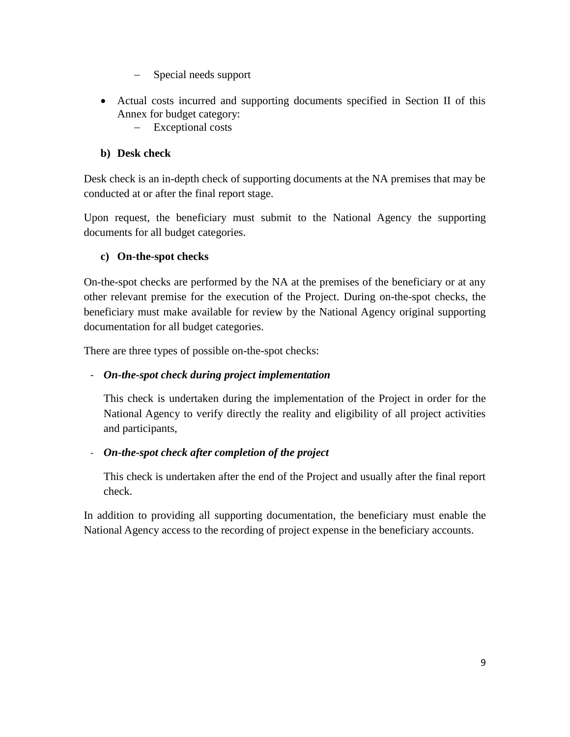- Special needs support

- Actual costs incurred and supporting documents specified in Section II of this Annex for budget category:
   - Exceptional costs

**b) Desk check**

Desk check is an in-depth check of supporting documents at the NA premises that may be conducted at or after the final report stage.

Upon request, the beneficiary must submit to the National Agency the supporting documents for all budget categories.

**c) On-the-spot checks**

On-the-spot checks are performed by the NA at the premises of the beneficiary or at any other relevant premise for the execution of the Project. During on-the-spot checks, the beneficiary must make available for review by the National Agency original supporting documentation for all budget categories.

There are three types of possible on-the-spot checks:

- ***On-the-spot check during project implementation***

  This check is undertaken during the implementation of the Project in order for the National Agency to verify directly the reality and eligibility of all project activities and participants,

- ***On-the-spot check after completion of the project***

  This check is undertaken after the end of the Project and usually after the final report check.

In addition to providing all supporting documentation, the beneficiary must enable the National Agency access to the recording of project expense in the beneficiary accounts.